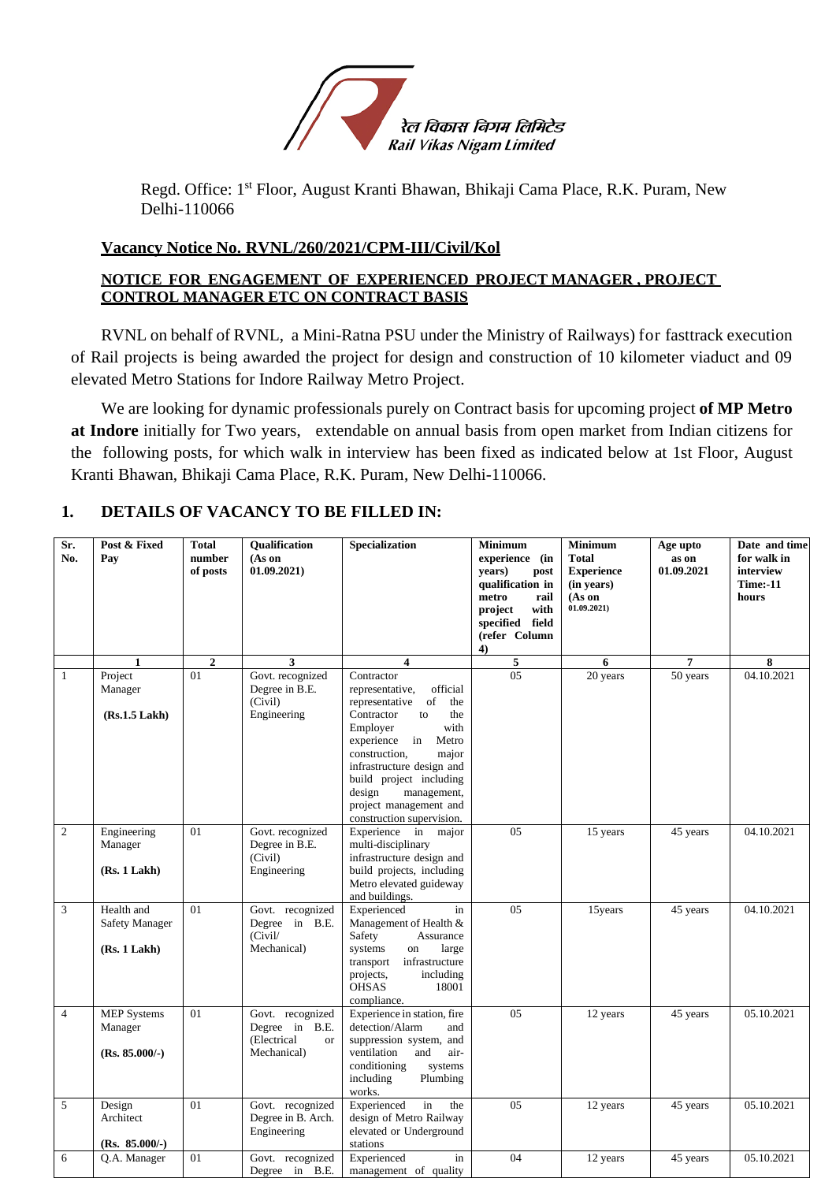रेल विकास निगम लिमिटेड
Rail Vikas Nigam Limited

Regd. Office: 1st Floor, August Kranti Bhawan, Bhikaji Cama Place, R.K. Puram, New Delhi-110066

**Vacancy Notice No. RVNL/260/2021/CPM-III/Civil/Kol**

**NOTICE FOR ENGAGEMENT OF EXPERIENCED PROJECT MANAGER , PROJECT CONTROL MANAGER ETC ON CONTRACT BASIS**

RVNL on behalf of RVNL, a Mini-Ratna PSU under the Ministry of Railways) for fasttrack execution of Rail projects is being awarded the project for design and construction of 10 kilometer viaduct and 09 elevated Metro Stations for Indore Railway Metro Project.

We are looking for dynamic professionals purely on Contract basis for upcoming project **of MP Metro at Indore** initially for Two years, extendable on annual basis from open market from Indian citizens for the following posts, for which walk in interview has been fixed as indicated below at 1st Floor, August Kranti Bhawan, Bhikaji Cama Place, R.K. Puram, New Delhi-110066.

## 1. DETAILS OF VACANCY TO BE FILLED IN:

| Sr. No. | Post & Fixed Pay | Total number of posts | Qualification (As on 01.09.2021) | Specialization | Minimum experience (in years) post qualification in metro rail project with specified field (refer Column 4) | Minimum Total Experience (in years) (As on 01.09.2021) | Age upto as on 01.09.2021 | Date and time for walk in interview Time:-11 hours |
|---|---|---|---|---|---|---|---|---|
| | 1 | 2 | 3 | 4 | 5 | 6 | 7 | 8 |
| 1 | Project Manager **(Rs.1.5 Lakh)** | 01 | Govt. recognized Degree in B.E. (Civil) Engineering | Contractor representative, official representative of the Contractor to the Employer with experience in Metro construction, major infrastructure design and build project including design management, project management and construction supervision. | 05 | 20 years | 50 years | 04.10.2021 |
| 2 | Engineering Manager **(Rs. 1 Lakh)** | 01 | Govt. recognized Degree in B.E. (Civil) Engineering | Experience in major multi-disciplinary infrastructure design and build projects, including Metro elevated guideway and buildings. | 05 | 15 years | 45 years | 04.10.2021 |
| 3 | Health and Safety Manager **(Rs. 1 Lakh)** | 01 | Govt. recognized Degree in B.E. (Civil/ Mechanical) | Experienced in Management of Health & Safety Assurance systems on large transport infrastructure projects, including OHSAS 18001 compliance. | 05 | 15years | 45 years | 04.10.2021 |
| 4 | MEP Systems Manager **(Rs. 85.000/-)** | 01 | Govt. recognized Degree in B.E. (Electrical or Mechanical) | Experience in station, fire detection/Alarm and suppression system, and ventilation and air-conditioning systems including Plumbing works. | 05 | 12 years | 45 years | 05.10.2021 |
| 5 | Design Architect **(Rs. 85.000/-)** | 01 | Govt. recognized Degree in B. Arch. Engineering | Experienced in the design of Metro Railway elevated or Underground stations | 05 | 12 years | 45 years | 05.10.2021 |
| 6 | Q.A. Manager | 01 | Govt. recognized Degree in B.E. | Experienced in management of quality | 04 | 12 years | 45 years | 05.10.2021 |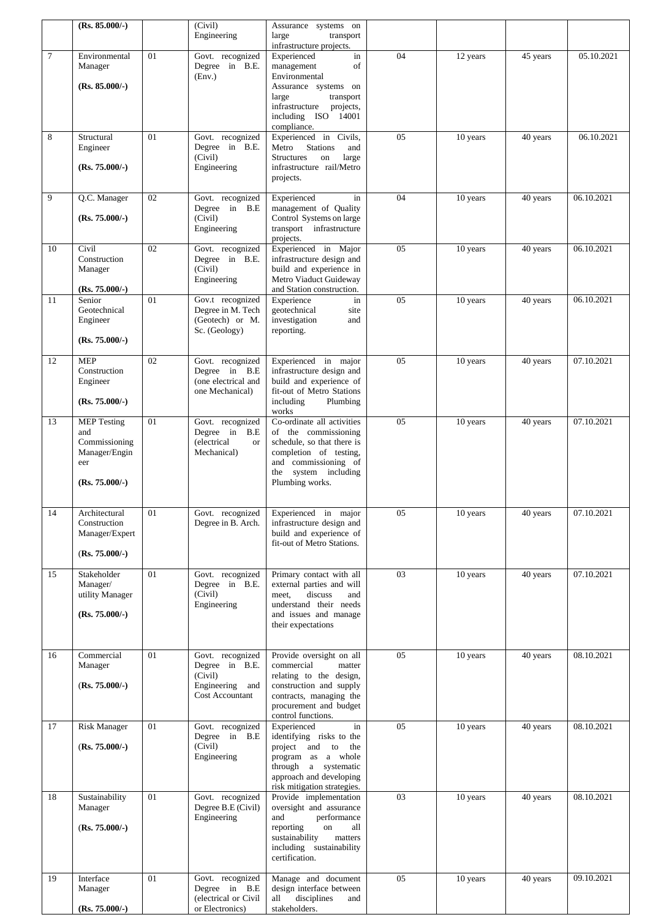| | **(Rs. 85.000/-)** | | (Civil) Engineering | Assurance systems on large transport infrastructure projects. | | | | |
|---|---|---|---|---|---|---|---|---|
| 7 | Environmental Manager **(Rs. 85.000/-)** | 01 | Govt. recognized Degree in B.E. (Env.) | Experienced in management of Environmental Assurance systems on large transport infrastructure projects, including ISO 14001 compliance. | 04 | 12 years | 45 years | 05.10.2021 |
| 8 | Structural Engineer **(Rs. 75.000/-)** | 01 | Govt. recognized Degree in B.E. (Civil) Engineering | Experienced in Civils, Metro Stations and Structures on large infrastructure rail/Metro projects. | 05 | 10 years | 40 years | 06.10.2021 |
| 9 | Q.C. Manager **(Rs. 75.000/-)** | 02 | Govt. recognized Degree in B.E (Civil) Engineering | Experienced in management of Quality Control Systems on large transport infrastructure projects. | 04 | 10 years | 40 years | 06.10.2021 |
| 10 | Civil Construction Manager **(Rs. 75.000/-)** | 02 | Govt. recognized Degree in B.E. (Civil) Engineering | Experienced in Major infrastructure design and build and experience in Metro Viaduct Guideway and Station construction. | 05 | 10 years | 40 years | 06.10.2021 |
| 11 | Senior Geotechnical Engineer **(Rs. 75.000/-)** | 01 | Gov.t recognized Degree in M. Tech (Geotech) or M. Sc. (Geology) | Experience in geotechnical site investigation and reporting. | 05 | 10 years | 40 years | 06.10.2021 |
| 12 | MEP Construction Engineer **(Rs. 75.000/-)** | 02 | Govt. recognized Degree in B.E (one electrical and one Mechanical) | Experienced in major infrastructure design and build and experience of fit-out of Metro Stations including Plumbing works | 05 | 10 years | 40 years | 07.10.2021 |
| 13 | MEP Testing and Commissioning Manager/Engineer **(Rs. 75.000/-)** | 01 | Govt. recognized Degree in B.E (electrical or Mechanical) | Co-ordinate all activities of the commissioning schedule, so that there is completion of testing, and commissioning of the system including Plumbing works. | 05 | 10 years | 40 years | 07.10.2021 |
| 14 | Architectural Construction Manager/Expert **(Rs. 75.000/-)** | 01 | Govt. recognized Degree in B. Arch. | Experienced in major infrastructure design and build and experience of fit-out of Metro Stations. | 05 | 10 years | 40 years | 07.10.2021 |
| 15 | Stakeholder Manager/ utility Manager **(Rs. 75.000/-)** | 01 | Govt. recognized Degree in B.E. (Civil) Engineering | Primary contact with all external parties and will meet, discuss and understand their needs and issues and manage their expectations | 03 | 10 years | 40 years | 07.10.2021 |
| 16 | Commercial Manager **(Rs. 75.000/-)** | 01 | Govt. recognized Degree in B.E. (Civil) Engineering and Cost Accountant | Provide oversight on all commercial matter relating to the design, construction and supply contracts, managing the procurement and budget control functions. | 05 | 10 years | 40 years | 08.10.2021 |
| 17 | Risk Manager **(Rs. 75.000/-)** | 01 | Govt. recognized Degree in B.E (Civil) Engineering | Experienced in identifying risks to the project and to the program as a whole through a systematic approach and developing risk mitigation strategies. | 05 | 10 years | 40 years | 08.10.2021 |
| 18 | Sustainability Manager **(Rs. 75.000/-)** | 01 | Govt. recognized Degree B.E (Civil) Engineering | Provide implementation oversight and assurance and performance reporting on all sustainability matters including sustainability certification. | 03 | 10 years | 40 years | 08.10.2021 |
| 19 | Interface Manager **(Rs. 75.000/-)** | 01 | Govt. recognized Degree in B.E (electrical or Civil or Electronics) | Manage and document design interface between all disciplines and stakeholders. | 05 | 10 years | 40 years | 09.10.2021 |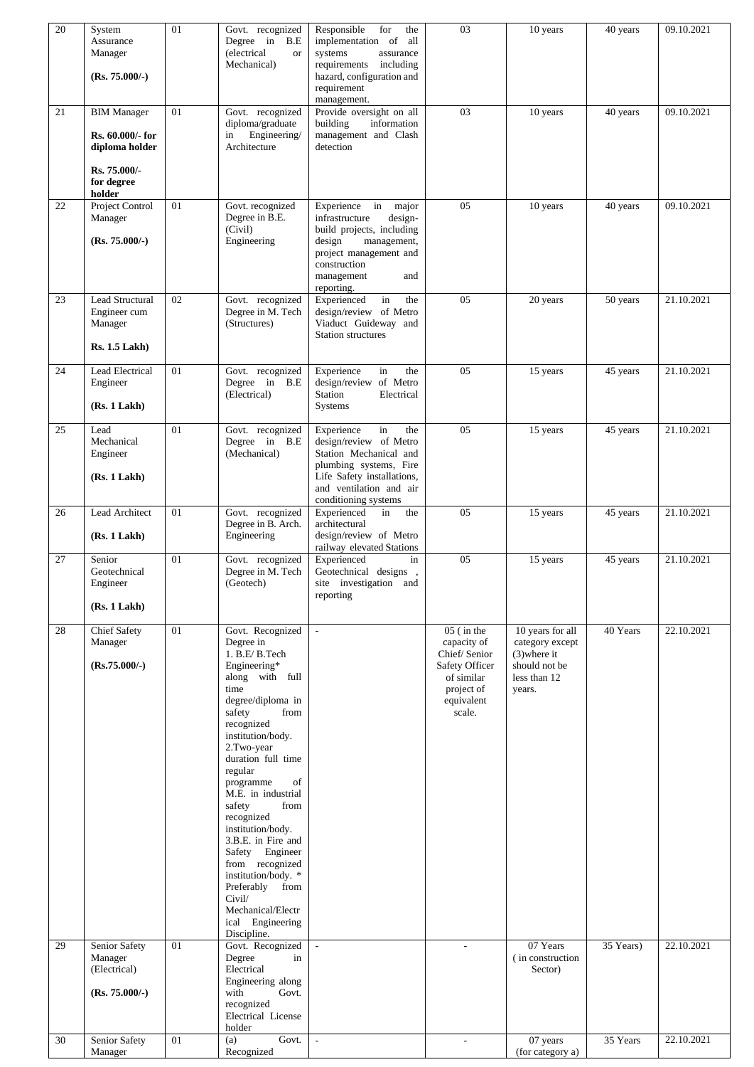| 20 | System Assurance Manager<br><br>**(Rs. 75.000/-)** | 01 | Govt. recognized Degree in B.E (electrical or Mechanical) | Responsible for the implementation of all systems assurance requirements including hazard, configuration and requirement management. | 03 | 10 years | 40 years | 09.10.2021 |
|---|---|---|---|---|---|---|---|---|
| 21 | BIM Manager<br><br>**Rs. 60.000/- for diploma holder**<br><br>**Rs. 75.000/- for degree holder** | 01 | Govt. recognized diploma/graduate in Engineering/ Architecture | Provide oversight on all building information management and Clash detection | 03 | 10 years | 40 years | 09.10.2021 |
| 22 | Project Control Manager<br><br>**(Rs. 75.000/-)** | 01 | Govt. recognized Degree in B.E. (Civil) Engineering | Experience in major infrastructure design-build projects, including design management, project management and construction management and reporting. | 05 | 10 years | 40 years | 09.10.2021 |
| 23 | Lead Structural Engineer cum Manager<br><br>**Rs. 1.5 Lakh)** | 02 | Govt. recognized Degree in M. Tech (Structures) | Experienced in the design/review of Metro Viaduct Guideway and Station structures | 05 | 20 years | 50 years | 21.10.2021 |
| 24 | Lead Electrical Engineer<br><br>**(Rs. 1 Lakh)** | 01 | Govt. recognized Degree in B.E (Electrical) | Experience in the design/review of Metro Station Electrical Systems | 05 | 15 years | 45 years | 21.10.2021 |
| 25 | Lead Mechanical Engineer<br><br>**(Rs. 1 Lakh)** | 01 | Govt. recognized Degree in B.E (Mechanical) | Experience in the design/review of Metro Station Mechanical and plumbing systems, Fire Life Safety installations, and ventilation and air conditioning systems | 05 | 15 years | 45 years | 21.10.2021 |
| 26 | Lead Architect<br><br>**(Rs. 1 Lakh)** | 01 | Govt. recognized Degree in B. Arch. Engineering | Experienced in the architectural design/review of Metro railway elevated Stations | 05 | 15 years | 45 years | 21.10.2021 |
| 27 | Senior Geotechnical Engineer<br><br>**(Rs. 1 Lakh)** | 01 | Govt. recognized Degree in M. Tech (Geotech) | Experienced in Geotechnical designs , site investigation and reporting | 05 | 15 years | 45 years | 21.10.2021 |
| 28 | Chief Safety Manager<br><br>**(Rs.75.000/-)** | 01 | Govt. Recognized Degree in<br>1. B.E/ B.Tech Engineering* along with full time degree/diploma in safety from recognized institution/body.<br>2.Two-year duration full time regular programme of M.E. in industrial safety from recognized institution/body.<br>3.B.E. in Fire and Safety Engineer from recognized institution/body. * Preferably from Civil/ Mechanical/Electrical Engineering Discipline. | - | 05 ( in the capacity of Chief/ Senior Safety Officer of similar project of equivalent scale. | 10 years for all category except (3)where it should not be less than 12 years. | 40 Years | 22.10.2021 |
| 29 | Senior Safety Manager (Electrical)<br><br>**(Rs. 75.000/-)** | 01 | Govt. Recognized Degree in Electrical Engineering along with Govt. recognized Electrical License holder | - | - | 07 Years ( in construction Sector) | 35 Years) | 22.10.2021 |
| 30 | Senior Safety Manager | 01 | (a) Govt. Recognized | - | - | 07 years (for category a) | 35 Years | 22.10.2021 |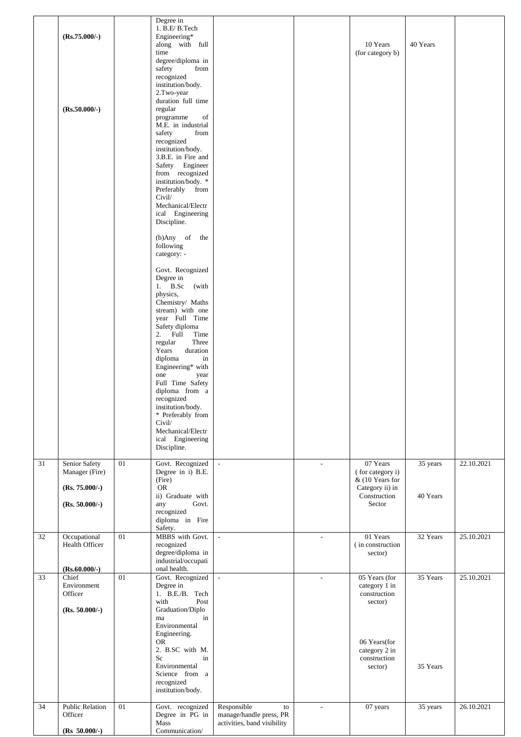| | | | | | | | | |
|---|---|---|---|---|---|---|---|---|
| | **(Rs.75.000/-)** <br><br> **(Rs.50.000/-)** | | Degree in <br> 1. B.E/ B.Tech Engineering* along with full time degree/diploma in safety from recognized institution/body. <br> 2.Two-year duration full time regular programme of M.E. in industrial safety from recognized institution/body. <br> 3.B.E. in Fire and Safety Engineer from recognized institution/body. * Preferably from Civil/ Mechanical/Electrical Engineering Discipline. <br><br> (b)Any of the following category: - <br><br> Govt. Recognized Degree in <br> 1. B.Sc (with physics, Chemistry/ Maths stream) with one year Full Time Safety diploma <br> 2. Full Time regular Three Years duration diploma in Engineering* with one year Full Time Safety diploma from a recognized institution/body. <br> * Preferably from Civil/ Mechanical/Electrical Engineering Discipline. | | | 10 Years (for category b) | 40 Years | |
| 31 | Senior Safety Manager (Fire) <br><br> **(Rs. 75.000/-)** <br><br> **(Rs. 50.000/-)** | 01 | Govt. Recognized Degree in i) B.E. (Fire) <br> OR <br> ii) Graduate with any Govt. recognized diploma in Fire Safety. | - | - | 07 Years ( for category i) & (10 Years for Category ii) in Construction Sector | 35 years <br><br> 40 Years | 22.10.2021 |
| 32 | Occupational Health Officer <br><br> **(Rs.60.000/-)** | 01 | MBBS with Govt. recognized degree/diploma in industrial/occupational health. | - | - | 01 Years ( in construction sector) | 32 Years | 25.10.2021 |
| 33 | Chief Environment Officer <br><br> **(Rs. 50.000/-)** | 01 | Govt. Recognized Degree in <br> 1. B.E./B. Tech with Post Graduation/Diploma in Environmental Engineering. <br> OR <br> 2. B.SC with M. Sc in Environmental Science from a recognized institution/body. | - | - | 05 Years (for category 1 in construction sector) <br><br> 06 Years(for category 2 in construction sector) | 35 Years <br><br> 35 Years | 25.10.2021 |
| 34 | Public Relation Officer <br><br> **(Rs 50.000/-)** | 01 | Govt. recognized Degree in PG in Mass Communication/ | Responsible to manage/handle press, PR activities, band visibility | - | 07 years | 35 years | 26.10.2021 |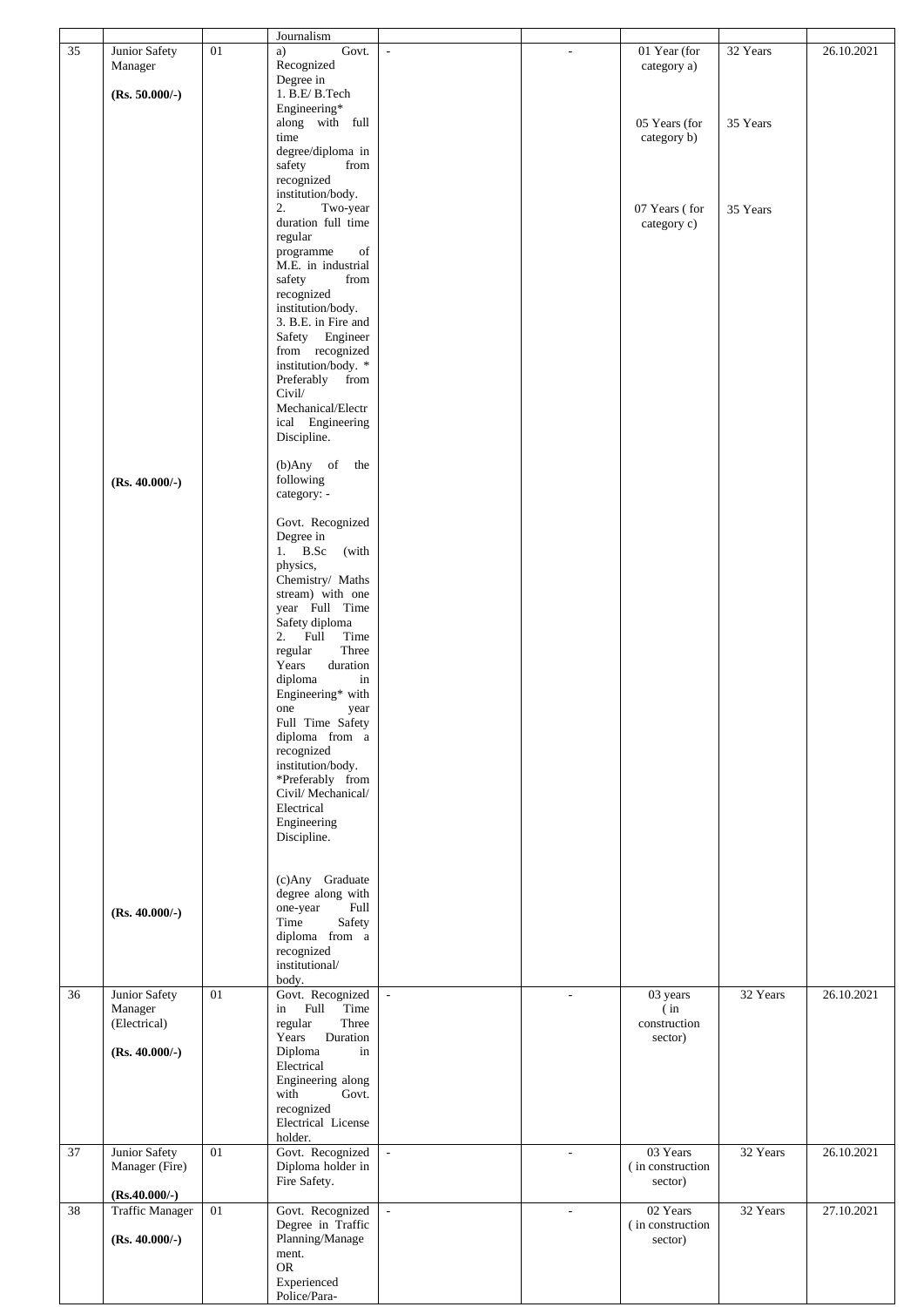| | | | Journalism | | | | | |
|---|---|---|---|---|---|---|---|---|
| 35 | Junior Safety Manager<br><br>**(Rs. 50.000/-)**<br><br>**(Rs. 40.000/-)**<br><br>**(Rs. 40.000/-)** | 01 | a) Govt. Recognized Degree in<br>1. B.E/ B.Tech Engineering* along with full time degree/diploma in safety from recognized institution/body.<br>2. Two-year duration full time regular programme of M.E. in industrial safety from recognized institution/body.<br>3. B.E. in Fire and Safety Engineer from recognized institution/body. * Preferably from Civil/ Mechanical/Electrical Engineering Discipline.<br><br>(b)Any of the following category: -<br><br>Govt. Recognized Degree in<br>1. B.Sc (with physics, Chemistry/ Maths stream) with one year Full Time Safety diploma<br>2. Full Time regular Three Years duration diploma in Engineering* with one year Full Time Safety diploma from a recognized institution/body.<br>*Preferably from Civil/ Mechanical/ Electrical Engineering Discipline.<br><br>(c)Any Graduate degree along with one-year Full Time Safety diploma from a recognized institutional/ body. | - | - | 01 Year (for category a)<br><br>05 Years (for category b)<br><br>07 Years ( for category c) | 32 Years<br><br>35 Years<br><br>35 Years | 26.10.2021 |
| 36 | Junior Safety Manager (Electrical)<br><br>**(Rs. 40.000/-)** | 01 | Govt. Recognized in Full Time regular Three Years Duration Diploma in Electrical Engineering along with Govt. recognized Electrical License holder. | - | - | 03 years ( in construction sector) | 32 Years | 26.10.2021 |
| 37 | Junior Safety Manager (Fire)<br><br>**(Rs.40.000/-)** | 01 | Govt. Recognized Diploma holder in Fire Safety. | - | - | 03 Years ( in construction sector) | 32 Years | 26.10.2021 |
| 38 | Traffic Manager<br><br>**(Rs. 40.000/-)** | 01 | Govt. Recognized Degree in Traffic Planning/Management.<br>OR<br>Experienced Police/Para- | - | - | 02 Years ( in construction sector) | 32 Years | 27.10.2021 |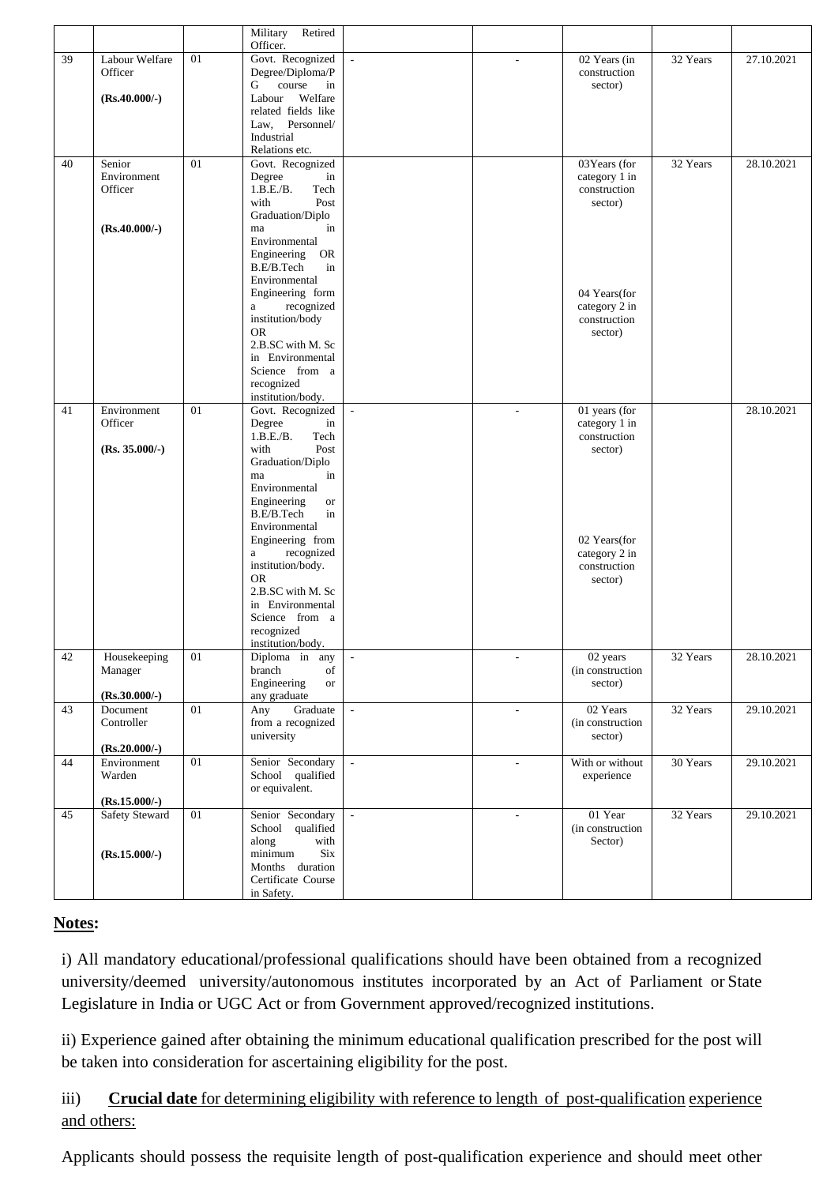| | | | Military Retired Officer. | | | | | |
|---|---|---|---|---|---|---|---|---|
| 39 | Labour Welfare Officer<br><br>**(Rs.40.000/-)** | 01 | Govt. Recognized Degree/Diploma/PG course in Labour Welfare related fields like Law, Personnel/ Industrial Relations etc. | - | - | 02 Years (in construction sector) | 32 Years | 27.10.2021 |
| 40 | Senior Environment Officer<br><br>**(Rs.40.000/-)** | 01 | Govt. Recognized Degree in 1.B.E./B. Tech with Post Graduation/Diploma in Environmental Engineering OR B.E/B.Tech in Environmental Engineering form a recognized institution/body OR 2.B.SC with M. Sc in Environmental Science from a recognized institution/body. | | | 03Years (for category 1 in construction sector)<br><br>04 Years(for category 2 in construction sector) | 32 Years | 28.10.2021 |
| 41 | Environment Officer<br><br>**(Rs. 35.000/-)** | 01 | Govt. Recognized Degree in 1.B.E./B. Tech with Post Graduation/Diploma in Environmental Engineering or B.E/B.Tech in Environmental Engineering from a recognized institution/body. OR 2.B.SC with M. Sc in Environmental Science from a recognized institution/body. | - | - | 01 years (for category 1 in construction sector)<br><br>02 Years(for category 2 in construction sector) | | 28.10.2021 |
| 42 | Housekeeping Manager<br><br>**(Rs.30.000/-)** | 01 | Diploma in any branch of Engineering or any graduate | - | - | 02 years (in construction sector) | 32 Years | 28.10.2021 |
| 43 | Document Controller<br><br>**(Rs.20.000/-)** | 01 | Any Graduate from a recognized university | - | - | 02 Years (in construction sector) | 32 Years | 29.10.2021 |
| 44 | Environment Warden<br><br>**(Rs.15.000/-)** | 01 | Senior Secondary School qualified or equivalent. | - | - | With or without experience | 30 Years | 29.10.2021 |
| 45 | Safety Steward<br><br>**(Rs.15.000/-)** | 01 | Senior Secondary School qualified along with minimum Six Months duration Certificate Course in Safety. | - | - | 01 Year (in construction Sector) | 32 Years | 29.10.2021 |

**Notes:**

i) All mandatory educational/professional qualifications should have been obtained from a recognized university/deemed university/autonomous institutes incorporated by an Act of Parliament or State Legislature in India or UGC Act or from Government approved/recognized institutions.

ii) Experience gained after obtaining the minimum educational qualification prescribed for the post will be taken into consideration for ascertaining eligibility for the post.

iii) **Crucial date** for determining eligibility with reference to length of post-qualification experience and others:

Applicants should possess the requisite length of post-qualification experience and should meet other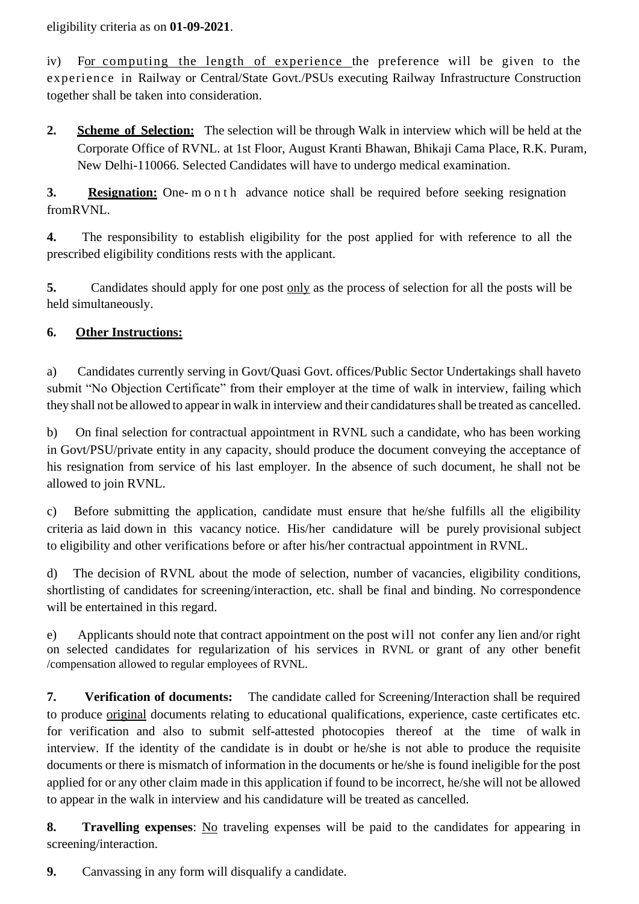eligibility criteria as on **01-09-2021**.

iv) For computing the length of experience the preference will be given to the experience in Railway or Central/State Govt./PSUs executing Railway Infrastructure Construction together shall be taken into consideration.

**2. Scheme of Selection:** The selection will be through Walk in interview which will be held at the Corporate Office of RVNL. at 1st Floor, August Kranti Bhawan, Bhikaji Cama Place, R.K. Puram, New Delhi-110066. Selected Candidates will have to undergo medical examination.

**3. Resignation:** One- month advance notice shall be required before seeking resignation fromRVNL.

**4.** The responsibility to establish eligibility for the post applied for with reference to all the prescribed eligibility conditions rests with the applicant.

**5.** Candidates should apply for one post only as the process of selection for all the posts will be held simultaneously.

**6. Other Instructions:**

a) Candidates currently serving in Govt/Quasi Govt. offices/Public Sector Undertakings shall haveto submit "No Objection Certificate" from their employer at the time of walk in interview, failing which they shall not be allowed to appear in walk in interview and their candidatures shall be treated as cancelled.

b) On final selection for contractual appointment in RVNL such a candidate, who has been working in Govt/PSU/private entity in any capacity, should produce the document conveying the acceptance of his resignation from service of his last employer. In the absence of such document, he shall not be allowed to join RVNL.

c) Before submitting the application, candidate must ensure that he/she fulfills all the eligibility criteria as laid down in this vacancy notice. His/her candidature will be purely provisional subject to eligibility and other verifications before or after his/her contractual appointment in RVNL.

d) The decision of RVNL about the mode of selection, number of vacancies, eligibility conditions, shortlisting of candidates for screening/interaction, etc. shall be final and binding. No correspondence will be entertained in this regard.

e) Applicants should note that contract appointment on the post will not confer any lien and/or right on selected candidates for regularization of his services in RVNL or grant of any other benefit /compensation allowed to regular employees of RVNL.

**7. Verification of documents:** The candidate called for Screening/Interaction shall be required to produce original documents relating to educational qualifications, experience, caste certificates etc. for verification and also to submit self-attested photocopies thereof at the time of walk in interview. If the identity of the candidate is in doubt or he/she is not able to produce the requisite documents or there is mismatch of information in the documents or he/she is found ineligible for the post applied for or any other claim made in this application if found to be incorrect, he/she will not be allowed to appear in the walk in interview and his candidature will be treated as cancelled.

**8. Travelling expenses**: No traveling expenses will be paid to the candidates for appearing in screening/interaction.

**9.** Canvassing in any form will disqualify a candidate.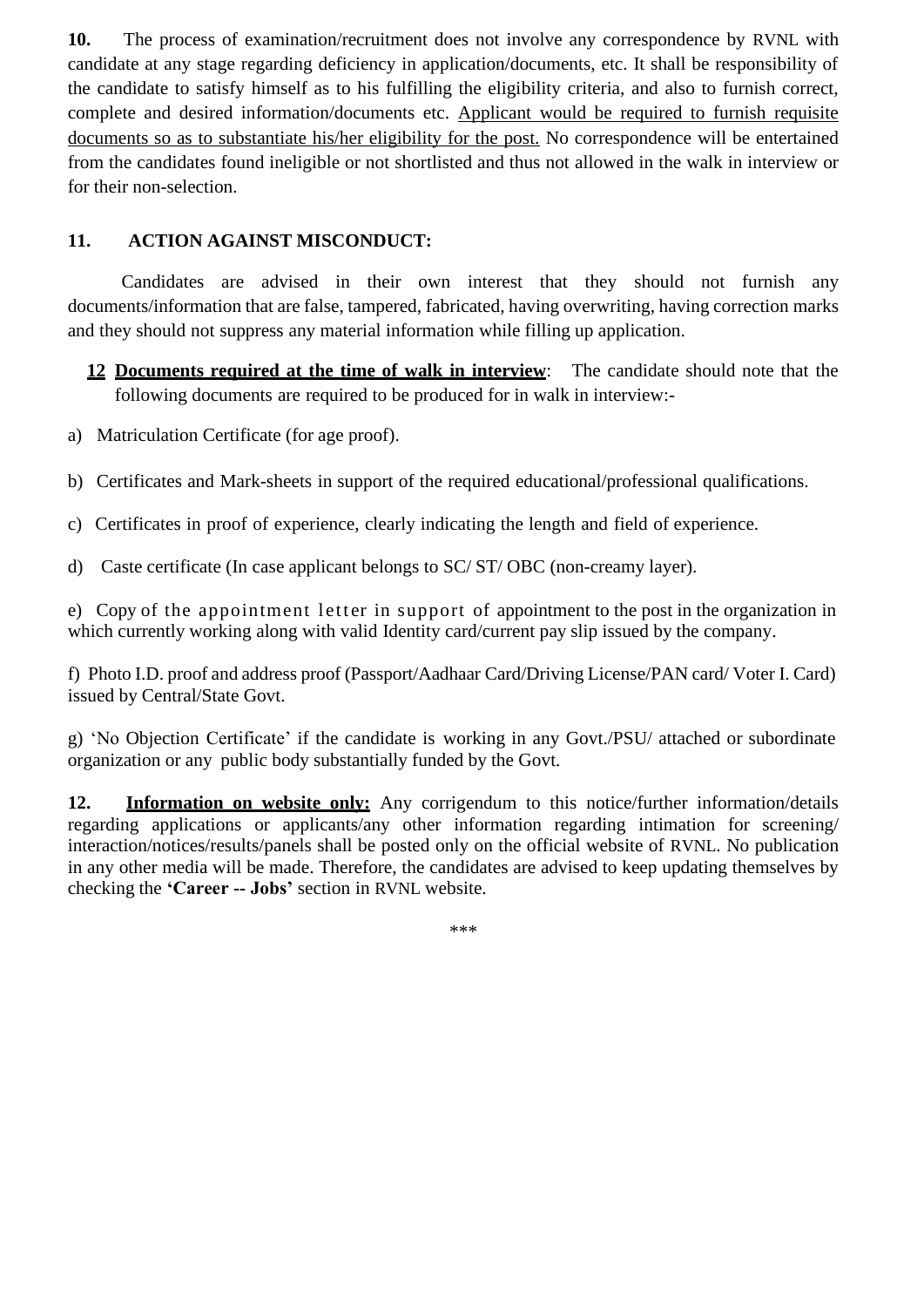**10.** The process of examination/recruitment does not involve any correspondence by RVNL with candidate at any stage regarding deficiency in application/documents, etc. It shall be responsibility of the candidate to satisfy himself as to his fulfilling the eligibility criteria, and also to furnish correct, complete and desired information/documents etc. <u>Applicant would be required to furnish requisite documents so as to substantiate his/her eligibility for the post.</u> No correspondence will be entertained from the candidates found ineligible or not shortlisted and thus not allowed in the walk in interview or for their non-selection.

**11. ACTION AGAINST MISCONDUCT:**

Candidates are advised in their own interest that they should not furnish any documents/information that are false, tampered, fabricated, having overwriting, having correction marks and they should not suppress any material information while filling up application.

**<u>12 Documents required at the time of walk in interview</u>**: The candidate should note that the following documents are required to be produced for in walk in interview:-

a) Matriculation Certificate (for age proof).

b) Certificates and Mark-sheets in support of the required educational/professional qualifications.

c) Certificates in proof of experience, clearly indicating the length and field of experience.

d) Caste certificate (In case applicant belongs to SC/ ST/ OBC (non-creamy layer).

e) Copy of the appointment letter in support of appointment to the post in the organization in which currently working along with valid Identity card/current pay slip issued by the company.

f) Photo I.D. proof and address proof (Passport/Aadhaar Card/Driving License/PAN card/ Voter I. Card) issued by Central/State Govt.

g) 'No Objection Certificate' if the candidate is working in any Govt./PSU/ attached or subordinate organization or any public body substantially funded by the Govt.

**12. <u>Information on website only:</u>** Any corrigendum to this notice/further information/details regarding applications or applicants/any other information regarding intimation for screening/ interaction/notices/results/panels shall be posted only on the official website of RVNL. No publication in any other media will be made. Therefore, the candidates are advised to keep updating themselves by checking the **'Career -- Jobs'** section in RVNL website.

***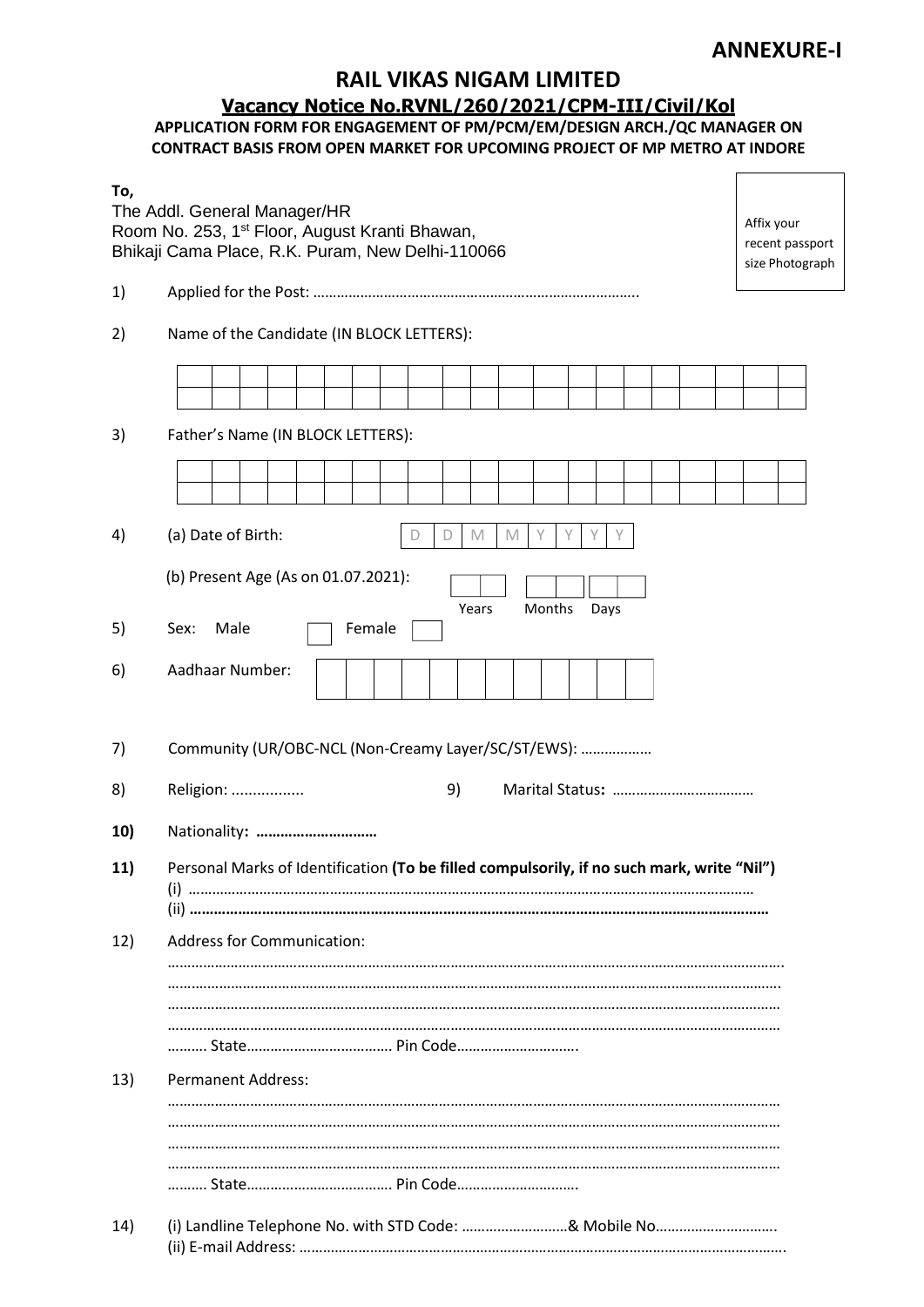**ANNEXURE-I**

# RAIL VIKAS NIGAM LIMITED

## Vacancy Notice No.RVNL/260/2021/CPM-III/Civil/Kol

**APPLICATION FORM FOR ENGAGEMENT OF PM/PCM/EM/DESIGN ARCH./QC MANAGER ON CONTRACT BASIS FROM OPEN MARKET FOR UPCOMING PROJECT OF MP METRO AT INDORE**

**To,**
The Addl. General Manager/HR
Room No. 253, 1st Floor, August Kranti Bhawan,
Bhikaji Cama Place, R.K. Puram, New Delhi-110066

Affix your recent passport size Photograph

1) Applied for the Post: ……………………………………………………………………..

2) Name of the Candidate (IN BLOCK LETTERS):

| | | | | | | | | | | | | | | | | | | | | | |
|---|---|---|---|---|---|---|---|---|---|---|---|---|---|---|---|---|---|---|---|---|---|
| | | | | | | | | | | | | | | | | | | | | | |

3) Father's Name (IN BLOCK LETTERS):

| | | | | | | | | | | | | | | | | | | | | | |
|---|---|---|---|---|---|---|---|---|---|---|---|---|---|---|---|---|---|---|---|---|---|
| | | | | | | | | | | | | | | | | | | | | | |

4) (a) Date of Birth: D D M M Y Y Y Y

(b) Present Age (As on 01.07.2021): Years Months Days

5) Sex: Male ☐ Female ☐

6) Aadhaar Number: ☐☐☐☐☐☐☐☐☐☐☐☐

7) Community (UR/OBC-NCL (Non-Creamy Layer/SC/ST/EWS): ………………

8) Religion: ................. 9) Marital Status**:** ………………………………

**10)** Nationality**: ………………………..**

**11)** Personal Marks of Identification **(To be filled compulsorily, if no such mark, write "Nil")**
(i) …………………………………………………………………………………………………………………………
(ii) **…………………………………………………………………………………………………………………………**

12) Address for Communication:
………………………………………………………………………………………………………………………………
………………………………………………………………………………………………………………………………
………………………………………………………………………………………………………………………………
………………………………………………………………………………………………………………………………
………. State………………………………. Pin Code………………………….

13) Permanent Address:
………………………………………………………………………………………………………………………………
………………………………………………………………………………………………………………………………
………………………………………………………………………………………………………………………………
………………………………………………………………………………………………………………………………
………. State………………………………. Pin Code………………………….

14) (i) Landline Telephone No. with STD Code: ………………………& Mobile No………………………….
(ii) E-mail Address: …………………………………………………………………………………………………………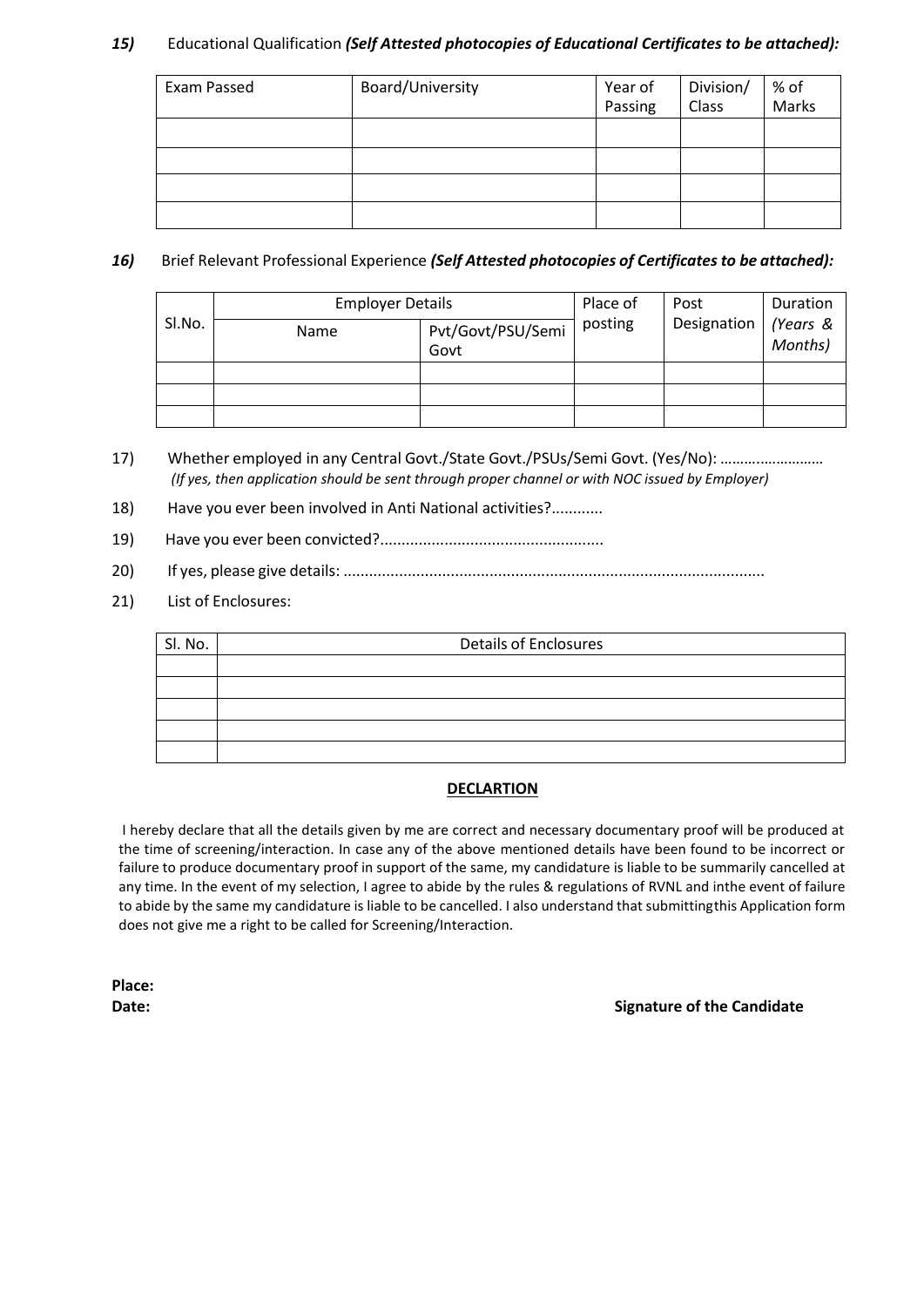***15)*** Educational Qualification ***(Self Attested photocopies of Educational Certificates to be attached):***

| Exam Passed | Board/University | Year of Passing | Division/ Class | % of Marks |
|---|---|---|---|---|
| | | | | |
| | | | | |
| | | | | |
| | | | | |

***16)*** Brief Relevant Professional Experience ***(Self Attested photocopies of Certificates to be attached):***

| Sl.No. | Employer Details | | Place of posting | Post Designation | Duration *(Years & Months)* |
|---|---|---|---|---|---|
| | Name | Pvt/Govt/PSU/Semi Govt | | | |
| | | | | | |
| | | | | | |
| | | | | | |

17) Whether employed in any Central Govt./State Govt./PSUs/Semi Govt. (Yes/No): ………………………
*(If yes, then application should be sent through proper channel or with NOC issued by Employer)*

18) Have you ever been involved in Anti National activities?............

19) Have you ever been convicted?...................................................

20) If yes, please give details: ................................................................................................

21) List of Enclosures:

| Sl. No. | Details of Enclosures |
|---|---|
| | |
| | |
| | |
| | |
| | |

**DECLARTION**

I hereby declare that all the details given by me are correct and necessary documentary proof will be produced at the time of screening/interaction. In case any of the above mentioned details have been found to be incorrect or failure to produce documentary proof in support of the same, my candidature is liable to be summarily cancelled at any time. In the event of my selection, I agree to abide by the rules & regulations of RVNL and inthe event of failure to abide by the same my candidature is liable to be cancelled. I also understand that submittingthis Application form does not give me a right to be called for Screening/Interaction.

**Place:**

**Date:** **Signature of the Candidate**